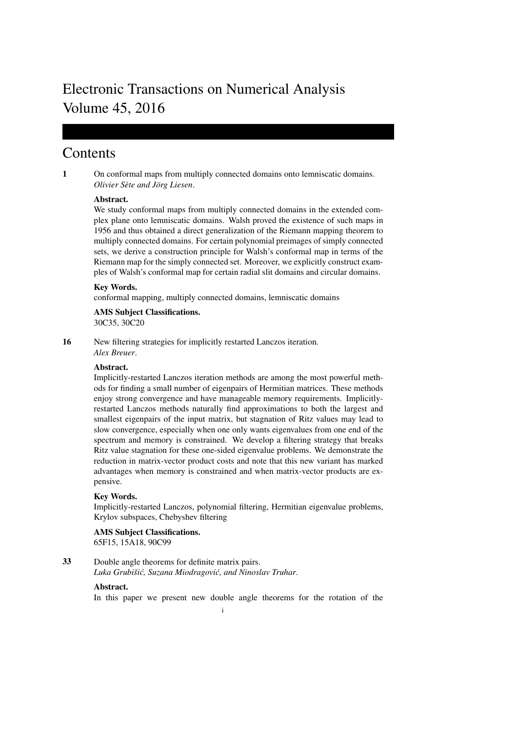# Electronic Transactions on Numerical Analysis
# Volume 45, 2016

## Contents

**1** On conformal maps from multiply connected domains onto lemniscatic domains.
*Olivier Sète and Jörg Liesen*.

**Abstract.**
We study conformal maps from multiply connected domains in the extended complex plane onto lemniscatic domains. Walsh proved the existence of such maps in 1956 and thus obtained a direct generalization of the Riemann mapping theorem to multiply connected domains. For certain polynomial preimages of simply connected sets, we derive a construction principle for Walsh's conformal map in terms of the Riemann map for the simply connected set. Moreover, we explicitly construct examples of Walsh's conformal map for certain radial slit domains and circular domains.

**Key Words.**
conformal mapping, multiply connected domains, lemniscatic domains

**AMS Subject Classifications.**
30C35, 30C20

**16** New filtering strategies for implicitly restarted Lanczos iteration.
*Alex Breuer*.

**Abstract.**
Implicitly-restarted Lanczos iteration methods are among the most powerful methods for finding a small number of eigenpairs of Hermitian matrices. These methods enjoy strong convergence and have manageable memory requirements. Implicitly-restarted Lanczos methods naturally find approximations to both the largest and smallest eigenpairs of the input matrix, but stagnation of Ritz values may lead to slow convergence, especially when one only wants eigenvalues from one end of the spectrum and memory is constrained. We develop a filtering strategy that breaks Ritz value stagnation for these one-sided eigenvalue problems. We demonstrate the reduction in matrix-vector product costs and note that this new variant has marked advantages when memory is constrained and when matrix-vector products are expensive.

**Key Words.**
Implicitly-restarted Lanczos, polynomial filtering, Hermitian eigenvalue problems, Krylov subspaces, Chebyshev filtering

**AMS Subject Classifications.**
65F15, 15A18, 90C99

**33** Double angle theorems for definite matrix pairs.
*Luka Grubišić, Suzana Miodragović, and Ninoslav Truhar*.

**Abstract.**
In this paper we present new double angle theorems for the rotation of the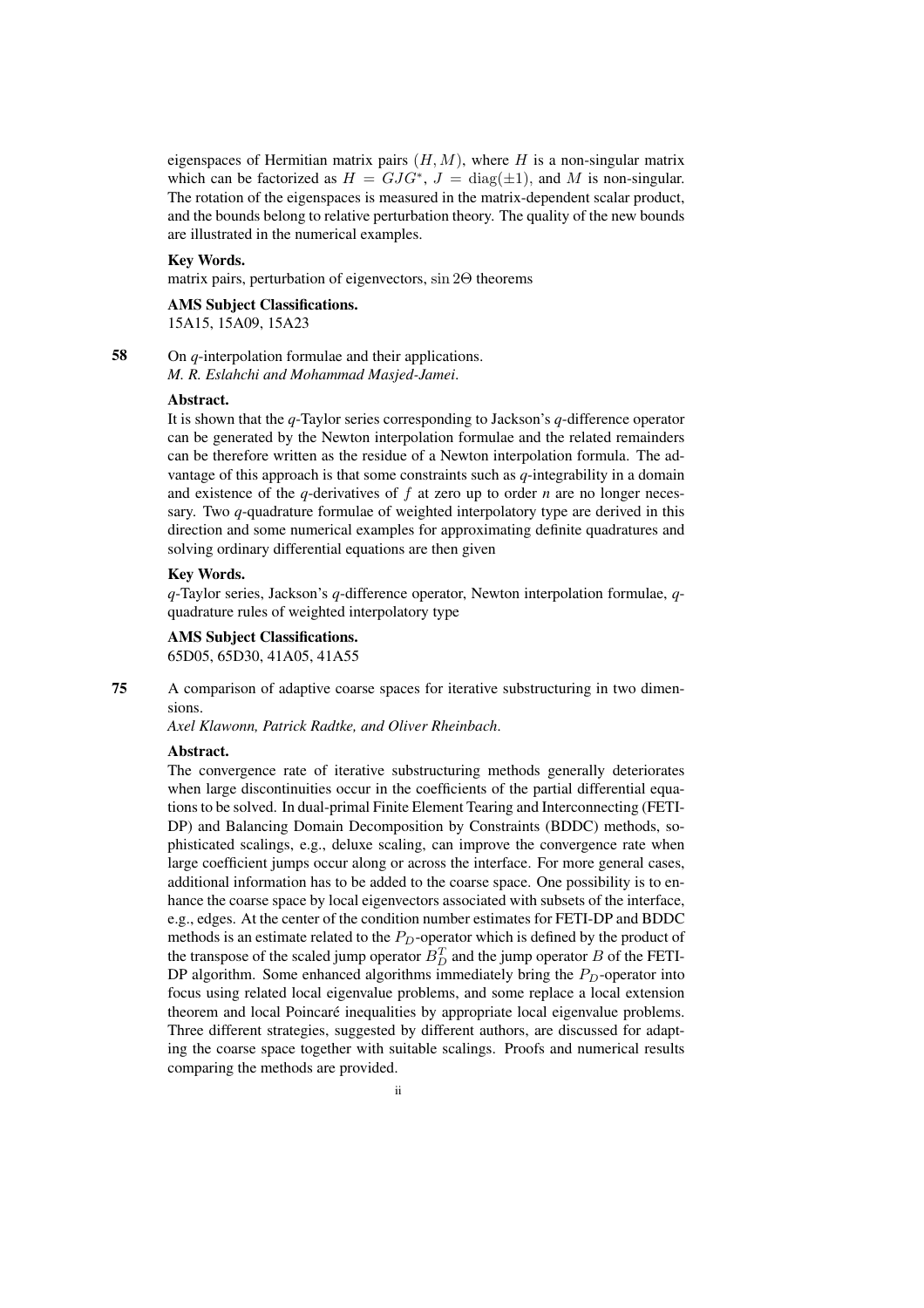eigenspaces of Hermitian matrix pairs $(H, M)$, where $H$ is a non-singular matrix which can be factorized as $H = GJG^*$, $J = \mathrm{diag}(\pm 1)$, and $M$ is non-singular. The rotation of the eigenspaces is measured in the matrix-dependent scalar product, and the bounds belong to relative perturbation theory. The quality of the new bounds are illustrated in the numerical examples.

**Key Words.**
matrix pairs, perturbation of eigenvectors, $\sin 2\Theta$ theorems

**AMS Subject Classifications.**
15A15, 15A09, 15A23

**58** On $q$-interpolation formulae and their applications.
*M. R. Eslahchi and Mohammad Masjed-Jamei.*

**Abstract.**
It is shown that the $q$-Taylor series corresponding to Jackson's $q$-difference operator can be generated by the Newton interpolation formulae and the related remainders can be therefore written as the residue of a Newton interpolation formula. The advantage of this approach is that some constraints such as $q$-integrability in a domain and existence of the $q$-derivatives of $f$ at zero up to order $n$ are no longer necessary. Two $q$-quadrature formulae of weighted interpolatory type are derived in this direction and some numerical examples for approximating definite quadratures and solving ordinary differential equations are then given

**Key Words.**
$q$-Taylor series, Jackson's $q$-difference operator, Newton interpolation formulae, $q$-quadrature rules of weighted interpolatory type

**AMS Subject Classifications.**
65D05, 65D30, 41A05, 41A55

**75** A comparison of adaptive coarse spaces for iterative substructuring in two dimensions.
*Axel Klawonn, Patrick Radtke, and Oliver Rheinbach.*

**Abstract.**
The convergence rate of iterative substructuring methods generally deteriorates when large discontinuities occur in the coefficients of the partial differential equations to be solved. In dual-primal Finite Element Tearing and Interconnecting (FETI-DP) and Balancing Domain Decomposition by Constraints (BDDC) methods, sophisticated scalings, e.g., deluxe scaling, can improve the convergence rate when large coefficient jumps occur along or across the interface. For more general cases, additional information has to be added to the coarse space. One possibility is to enhance the coarse space by local eigenvectors associated with subsets of the interface, e.g., edges. At the center of the condition number estimates for FETI-DP and BDDC methods is an estimate related to the $P_D$-operator which is defined by the product of the transpose of the scaled jump operator $B_D^T$ and the jump operator $B$ of the FETI-DP algorithm. Some enhanced algorithms immediately bring the $P_D$-operator into focus using related local eigenvalue problems, and some replace a local extension theorem and local Poincaré inequalities by appropriate local eigenvalue problems. Three different strategies, suggested by different authors, are discussed for adapting the coarse space together with suitable scalings. Proofs and numerical results comparing the methods are provided.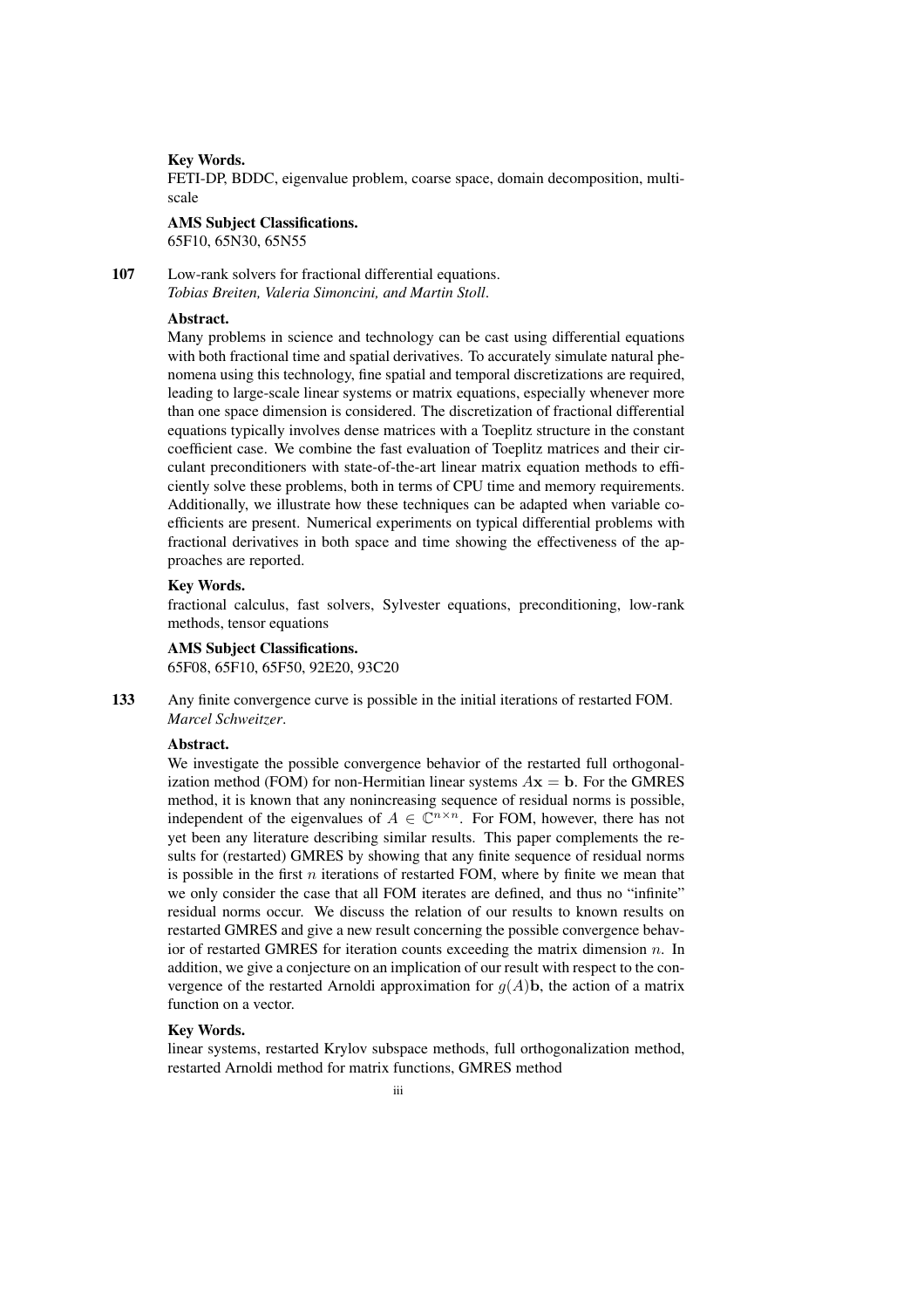**Key Words.**
FETI-DP, BDDC, eigenvalue problem, coarse space, domain decomposition, multi-scale

**AMS Subject Classifications.**
65F10, 65N30, 65N55

**107** Low-rank solvers for fractional differential equations.
*Tobias Breiten, Valeria Simoncini, and Martin Stoll*.

**Abstract.**
Many problems in science and technology can be cast using differential equations with both fractional time and spatial derivatives. To accurately simulate natural phenomena using this technology, fine spatial and temporal discretizations are required, leading to large-scale linear systems or matrix equations, especially whenever more than one space dimension is considered. The discretization of fractional differential equations typically involves dense matrices with a Toeplitz structure in the constant coefficient case. We combine the fast evaluation of Toeplitz matrices and their circulant preconditioners with state-of-the-art linear matrix equation methods to efficiently solve these problems, both in terms of CPU time and memory requirements. Additionally, we illustrate how these techniques can be adapted when variable coefficients are present. Numerical experiments on typical differential problems with fractional derivatives in both space and time showing the effectiveness of the approaches are reported.

**Key Words.**
fractional calculus, fast solvers, Sylvester equations, preconditioning, low-rank methods, tensor equations

**AMS Subject Classifications.**
65F08, 65F10, 65F50, 92E20, 93C20

**133** Any finite convergence curve is possible in the initial iterations of restarted FOM.
*Marcel Schweitzer*.

**Abstract.**
We investigate the possible convergence behavior of the restarted full orthogonalization method (FOM) for non-Hermitian linear systems $A\mathbf{x} = \mathbf{b}$. For the GMRES method, it is known that any nonincreasing sequence of residual norms is possible, independent of the eigenvalues of $A \in \mathbb{C}^{n \times n}$. For FOM, however, there has not yet been any literature describing similar results. This paper complements the results for (restarted) GMRES by showing that any finite sequence of residual norms is possible in the first $n$ iterations of restarted FOM, where by finite we mean that we only consider the case that all FOM iterates are defined, and thus no "infinite" residual norms occur. We discuss the relation of our results to known results on restarted GMRES and give a new result concerning the possible convergence behavior of restarted GMRES for iteration counts exceeding the matrix dimension $n$. In addition, we give a conjecture on an implication of our result with respect to the convergence of the restarted Arnoldi approximation for $g(A)\mathbf{b}$, the action of a matrix function on a vector.

**Key Words.**
linear systems, restarted Krylov subspace methods, full orthogonalization method, restarted Arnoldi method for matrix functions, GMRES method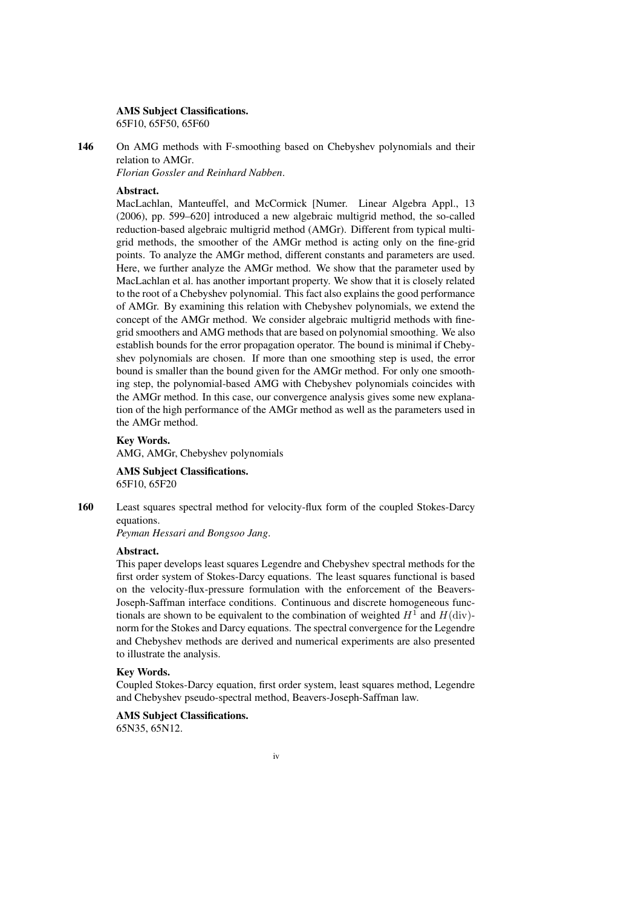**AMS Subject Classifications.**
65F10, 65F50, 65F60

**146** On AMG methods with F-smoothing based on Chebyshev polynomials and their relation to AMGr.
*Florian Gossler and Reinhard Nabben*.

**Abstract.**
MacLachlan, Manteuffel, and McCormick [Numer. Linear Algebra Appl., 13 (2006), pp. 599–620] introduced a new algebraic multigrid method, the so-called reduction-based algebraic multigrid method (AMGr). Different from typical multigrid methods, the smoother of the AMGr method is acting only on the fine-grid points. To analyze the AMGr method, different constants and parameters are used. Here, we further analyze the AMGr method. We show that the parameter used by MacLachlan et al. has another important property. We show that it is closely related to the root of a Chebyshev polynomial. This fact also explains the good performance of AMGr. By examining this relation with Chebyshev polynomials, we extend the concept of the AMGr method. We consider algebraic multigrid methods with fine-grid smoothers and AMG methods that are based on polynomial smoothing. We also establish bounds for the error propagation operator. The bound is minimal if Chebyshev polynomials are chosen. If more than one smoothing step is used, the error bound is smaller than the bound given for the AMGr method. For only one smoothing step, the polynomial-based AMG with Chebyshev polynomials coincides with the AMGr method. In this case, our convergence analysis gives some new explanation of the high performance of the AMGr method as well as the parameters used in the AMGr method.

**Key Words.**
AMG, AMGr, Chebyshev polynomials

**AMS Subject Classifications.**
65F10, 65F20

**160** Least squares spectral method for velocity-flux form of the coupled Stokes-Darcy equations.
*Peyman Hessari and Bongsoo Jang*.

**Abstract.**
This paper develops least squares Legendre and Chebyshev spectral methods for the first order system of Stokes-Darcy equations. The least squares functional is based on the velocity-flux-pressure formulation with the enforcement of the Beavers-Joseph-Saffman interface conditions. Continuous and discrete homogeneous functionals are shown to be equivalent to the combination of weighted $H^1$ and $H(\mathrm{div})$-norm for the Stokes and Darcy equations. The spectral convergence for the Legendre and Chebyshev methods are derived and numerical experiments are also presented to illustrate the analysis.

**Key Words.**
Coupled Stokes-Darcy equation, first order system, least squares method, Legendre and Chebyshev pseudo-spectral method, Beavers-Joseph-Saffman law.

**AMS Subject Classifications.**
65N35, 65N12.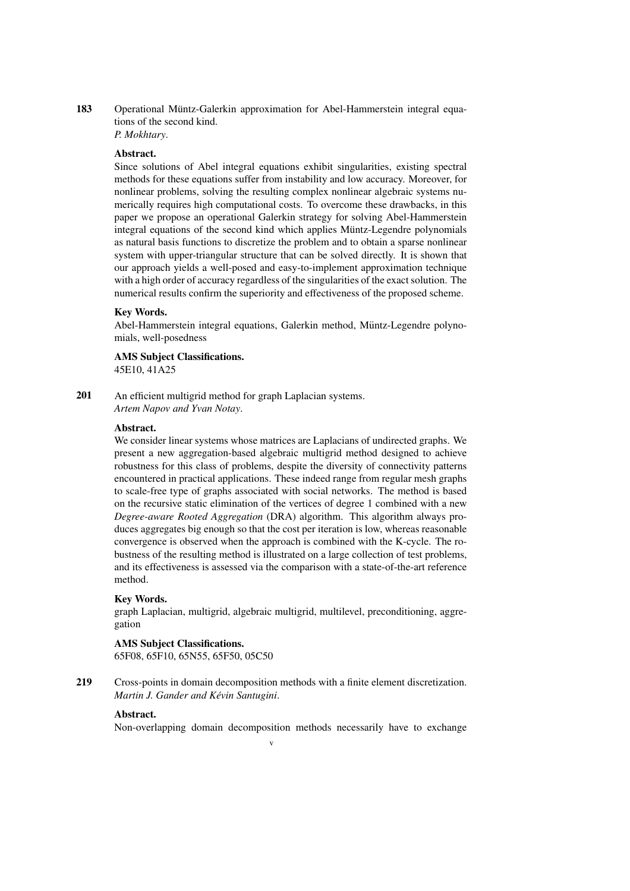**183** Operational Müntz-Galerkin approximation for Abel-Hammerstein integral equations of the second kind.
*P. Mokhtary*.

**Abstract.**
Since solutions of Abel integral equations exhibit singularities, existing spectral methods for these equations suffer from instability and low accuracy. Moreover, for nonlinear problems, solving the resulting complex nonlinear algebraic systems numerically requires high computational costs. To overcome these drawbacks, in this paper we propose an operational Galerkin strategy for solving Abel-Hammerstein integral equations of the second kind which applies Müntz-Legendre polynomials as natural basis functions to discretize the problem and to obtain a sparse nonlinear system with upper-triangular structure that can be solved directly. It is shown that our approach yields a well-posed and easy-to-implement approximation technique with a high order of accuracy regardless of the singularities of the exact solution. The numerical results confirm the superiority and effectiveness of the proposed scheme.

**Key Words.**
Abel-Hammerstein integral equations, Galerkin method, Müntz-Legendre polynomials, well-posedness

**AMS Subject Classifications.**
45E10, 41A25

**201** An efficient multigrid method for graph Laplacian systems.
*Artem Napov and Yvan Notay*.

**Abstract.**
We consider linear systems whose matrices are Laplacians of undirected graphs. We present a new aggregation-based algebraic multigrid method designed to achieve robustness for this class of problems, despite the diversity of connectivity patterns encountered in practical applications. These indeed range from regular mesh graphs to scale-free type of graphs associated with social networks. The method is based on the recursive static elimination of the vertices of degree 1 combined with a new *Degree-aware Rooted Aggregation* (DRA) algorithm. This algorithm always produces aggregates big enough so that the cost per iteration is low, whereas reasonable convergence is observed when the approach is combined with the K-cycle. The robustness of the resulting method is illustrated on a large collection of test problems, and its effectiveness is assessed via the comparison with a state-of-the-art reference method.

**Key Words.**
graph Laplacian, multigrid, algebraic multigrid, multilevel, preconditioning, aggregation

**AMS Subject Classifications.**
65F08, 65F10, 65N55, 65F50, 05C50

**219** Cross-points in domain decomposition methods with a finite element discretization.
*Martin J. Gander and Kévin Santugini*.

**Abstract.**
Non-overlapping domain decomposition methods necessarily have to exchange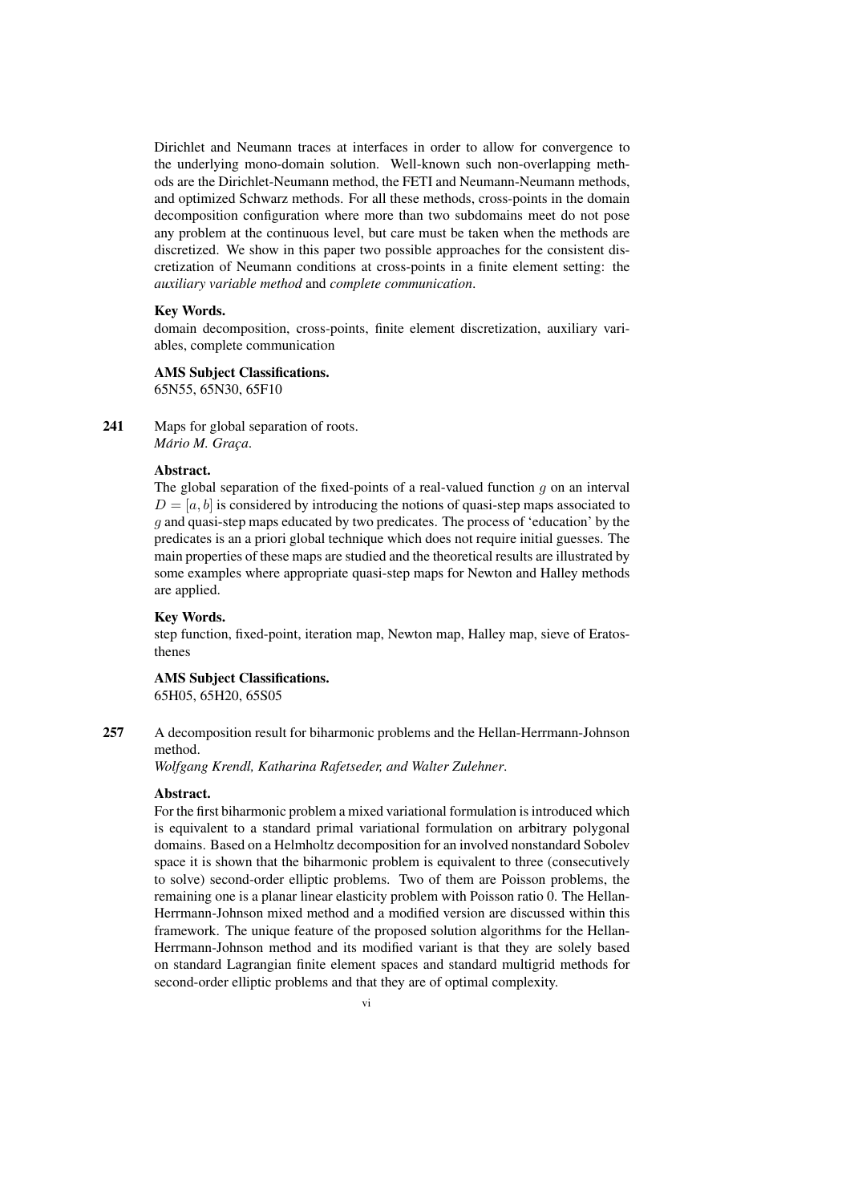Dirichlet and Neumann traces at interfaces in order to allow for convergence to the underlying mono-domain solution. Well-known such non-overlapping methods are the Dirichlet-Neumann method, the FETI and Neumann-Neumann methods, and optimized Schwarz methods. For all these methods, cross-points in the domain decomposition configuration where more than two subdomains meet do not pose any problem at the continuous level, but care must be taken when the methods are discretized. We show in this paper two possible approaches for the consistent discretization of Neumann conditions at cross-points in a finite element setting: the *auxiliary variable method* and *complete communication*.

**Key Words.**
domain decomposition, cross-points, finite element discretization, auxiliary variables, complete communication

**AMS Subject Classifications.**
65N55, 65N30, 65F10

**241** Maps for global separation of roots.
*Mário M. Graça*.

**Abstract.**
The global separation of the fixed-points of a real-valued function $g$ on an interval $D = [a, b]$ is considered by introducing the notions of quasi-step maps associated to $g$ and quasi-step maps educated by two predicates. The process of 'education' by the predicates is an a priori global technique which does not require initial guesses. The main properties of these maps are studied and the theoretical results are illustrated by some examples where appropriate quasi-step maps for Newton and Halley methods are applied.

**Key Words.**
step function, fixed-point, iteration map, Newton map, Halley map, sieve of Eratosthenes

**AMS Subject Classifications.**
65H05, 65H20, 65S05

**257** A decomposition result for biharmonic problems and the Hellan-Herrmann-Johnson method.
*Wolfgang Krendl, Katharina Rafetseder, and Walter Zulehner*.

**Abstract.**
For the first biharmonic problem a mixed variational formulation is introduced which is equivalent to a standard primal variational formulation on arbitrary polygonal domains. Based on a Helmholtz decomposition for an involved nonstandard Sobolev space it is shown that the biharmonic problem is equivalent to three (consecutively to solve) second-order elliptic problems. Two of them are Poisson problems, the remaining one is a planar linear elasticity problem with Poisson ratio 0. The Hellan-Herrmann-Johnson mixed method and a modified version are discussed within this framework. The unique feature of the proposed solution algorithms for the Hellan-Herrmann-Johnson method and its modified variant is that they are solely based on standard Lagrangian finite element spaces and standard multigrid methods for second-order elliptic problems and that they are of optimal complexity.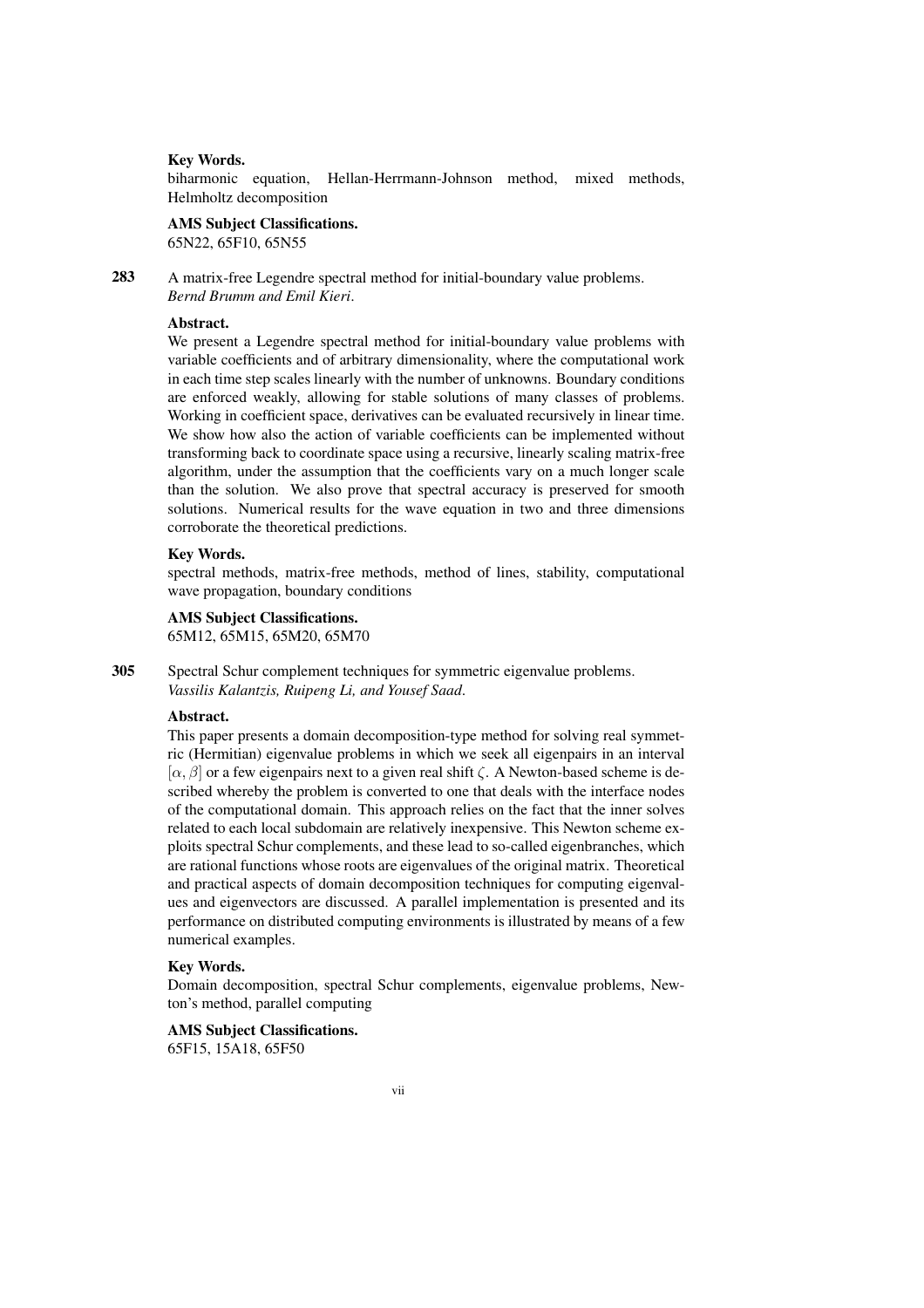**Key Words.**
biharmonic equation, Hellan-Herrmann-Johnson method, mixed methods, Helmholtz decomposition

**AMS Subject Classifications.**
65N22, 65F10, 65N55

**283** A matrix-free Legendre spectral method for initial-boundary value problems.
*Bernd Brumm and Emil Kieri.*

**Abstract.**
We present a Legendre spectral method for initial-boundary value problems with variable coefficients and of arbitrary dimensionality, where the computational work in each time step scales linearly with the number of unknowns. Boundary conditions are enforced weakly, allowing for stable solutions of many classes of problems. Working in coefficient space, derivatives can be evaluated recursively in linear time. We show how also the action of variable coefficients can be implemented without transforming back to coordinate space using a recursive, linearly scaling matrix-free algorithm, under the assumption that the coefficients vary on a much longer scale than the solution. We also prove that spectral accuracy is preserved for smooth solutions. Numerical results for the wave equation in two and three dimensions corroborate the theoretical predictions.

**Key Words.**
spectral methods, matrix-free methods, method of lines, stability, computational wave propagation, boundary conditions

**AMS Subject Classifications.**
65M12, 65M15, 65M20, 65M70

**305** Spectral Schur complement techniques for symmetric eigenvalue problems.
*Vassilis Kalantzis, Ruipeng Li, and Yousef Saad.*

**Abstract.**
This paper presents a domain decomposition-type method for solving real symmetric (Hermitian) eigenvalue problems in which we seek all eigenpairs in an interval $[\alpha, \beta]$ or a few eigenpairs next to a given real shift $\zeta$. A Newton-based scheme is described whereby the problem is converted to one that deals with the interface nodes of the computational domain. This approach relies on the fact that the inner solves related to each local subdomain are relatively inexpensive. This Newton scheme exploits spectral Schur complements, and these lead to so-called eigenbranches, which are rational functions whose roots are eigenvalues of the original matrix. Theoretical and practical aspects of domain decomposition techniques for computing eigenvalues and eigenvectors are discussed. A parallel implementation is presented and its performance on distributed computing environments is illustrated by means of a few numerical examples.

**Key Words.**
Domain decomposition, spectral Schur complements, eigenvalue problems, Newton's method, parallel computing

**AMS Subject Classifications.**
65F15, 15A18, 65F50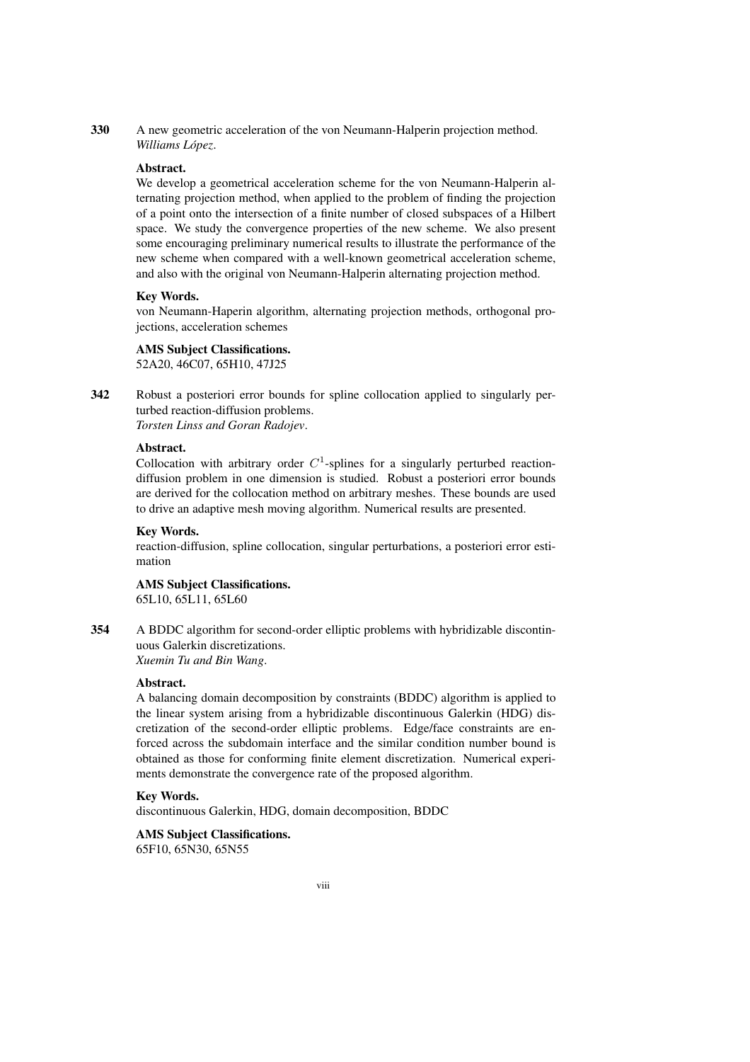**330** A new geometric acceleration of the von Neumann-Halperin projection method.
*Williams López*.

**Abstract.**
We develop a geometrical acceleration scheme for the von Neumann-Halperin alternating projection method, when applied to the problem of finding the projection of a point onto the intersection of a finite number of closed subspaces of a Hilbert space. We study the convergence properties of the new scheme. We also present some encouraging preliminary numerical results to illustrate the performance of the new scheme when compared with a well-known geometrical acceleration scheme, and also with the original von Neumann-Halperin alternating projection method.

**Key Words.**
von Neumann-Haperin algorithm, alternating projection methods, orthogonal projections, acceleration schemes

**AMS Subject Classifications.**
52A20, 46C07, 65H10, 47J25

**342** Robust a posteriori error bounds for spline collocation applied to singularly perturbed reaction-diffusion problems.
*Torsten Linss and Goran Radojev*.

**Abstract.**
Collocation with arbitrary order $C^1$-splines for a singularly perturbed reaction-diffusion problem in one dimension is studied. Robust a posteriori error bounds are derived for the collocation method on arbitrary meshes. These bounds are used to drive an adaptive mesh moving algorithm. Numerical results are presented.

**Key Words.**
reaction-diffusion, spline collocation, singular perturbations, a posteriori error estimation

**AMS Subject Classifications.**
65L10, 65L11, 65L60

**354** A BDDC algorithm for second-order elliptic problems with hybridizable discontinuous Galerkin discretizations.
*Xuemin Tu and Bin Wang*.

**Abstract.**
A balancing domain decomposition by constraints (BDDC) algorithm is applied to the linear system arising from a hybridizable discontinuous Galerkin (HDG) discretization of the second-order elliptic problems. Edge/face constraints are enforced across the subdomain interface and the similar condition number bound is obtained as those for conforming finite element discretization. Numerical experiments demonstrate the convergence rate of the proposed algorithm.

**Key Words.**
discontinuous Galerkin, HDG, domain decomposition, BDDC

**AMS Subject Classifications.**
65F10, 65N30, 65N55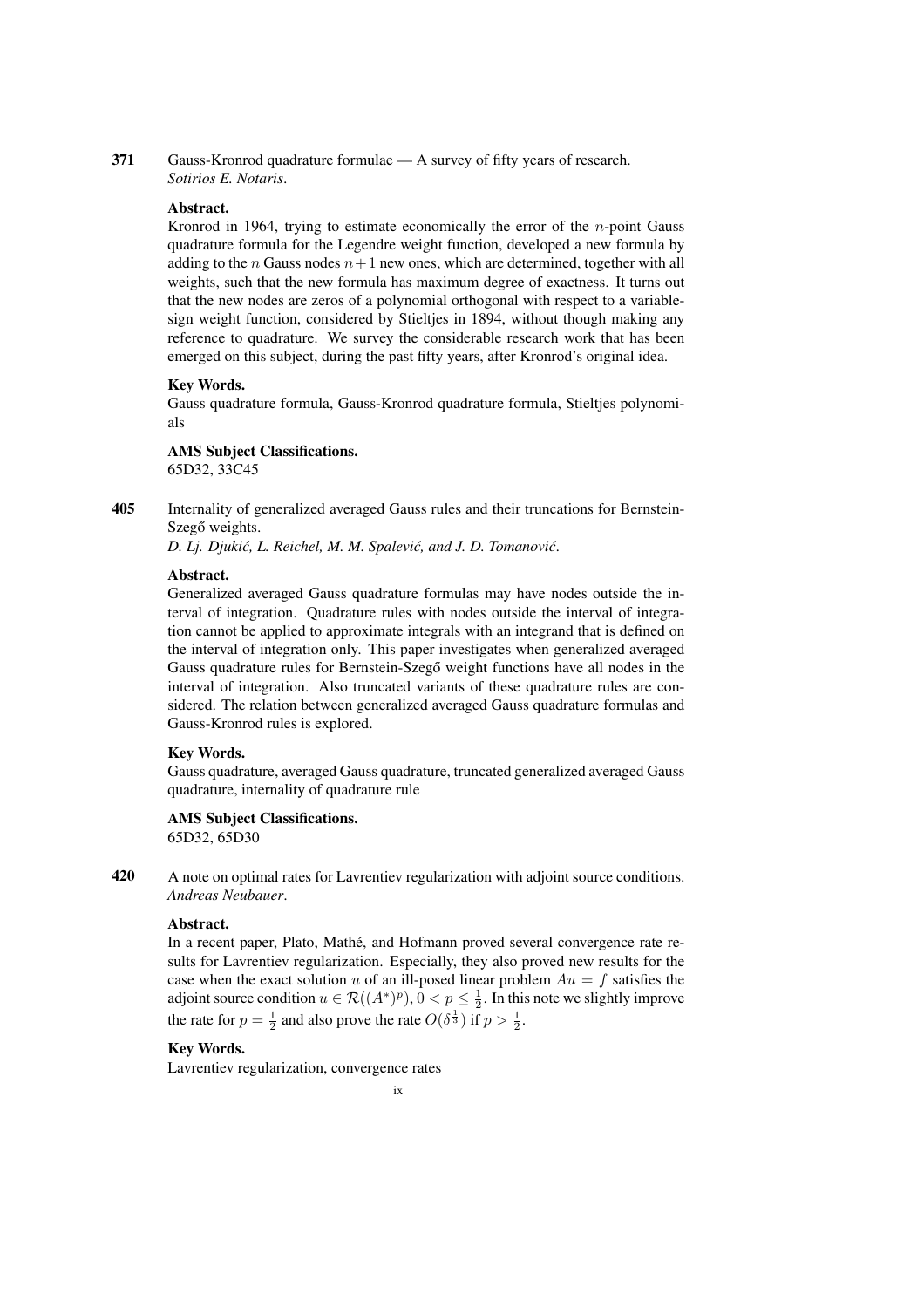**371** Gauss-Kronrod quadrature formulae — A survey of fifty years of research.
*Sotirios E. Notaris*.

**Abstract.**
Kronrod in 1964, trying to estimate economically the error of the $n$-point Gauss quadrature formula for the Legendre weight function, developed a new formula by adding to the $n$ Gauss nodes $n+1$ new ones, which are determined, together with all weights, such that the new formula has maximum degree of exactness. It turns out that the new nodes are zeros of a polynomial orthogonal with respect to a variable-sign weight function, considered by Stieltjes in 1894, without though making any reference to quadrature. We survey the considerable research work that has been emerged on this subject, during the past fifty years, after Kronrod's original idea.

**Key Words.**
Gauss quadrature formula, Gauss-Kronrod quadrature formula, Stieltjes polynomials

**AMS Subject Classifications.**
65D32, 33C45

**405** Internality of generalized averaged Gauss rules and their truncations for Bernstein-Szegő weights.
*D. Lj. Djukić, L. Reichel, M. M. Spalević, and J. D. Tomanović*.

**Abstract.**
Generalized averaged Gauss quadrature formulas may have nodes outside the interval of integration. Quadrature rules with nodes outside the interval of integration cannot be applied to approximate integrals with an integrand that is defined on the interval of integration only. This paper investigates when generalized averaged Gauss quadrature rules for Bernstein-Szegő weight functions have all nodes in the interval of integration. Also truncated variants of these quadrature rules are considered. The relation between generalized averaged Gauss quadrature formulas and Gauss-Kronrod rules is explored.

**Key Words.**
Gauss quadrature, averaged Gauss quadrature, truncated generalized averaged Gauss quadrature, internality of quadrature rule

**AMS Subject Classifications.**
65D32, 65D30

**420** A note on optimal rates for Lavrentiev regularization with adjoint source conditions.
*Andreas Neubauer*.

**Abstract.**
In a recent paper, Plato, Mathé, and Hofmann proved several convergence rate results for Lavrentiev regularization. Especially, they also proved new results for the case when the exact solution $u$ of an ill-posed linear problem $Au = f$ satisfies the adjoint source condition $u \in \mathcal{R}((A^*)^p)$, $0 < p \leq \frac{1}{2}$. In this note we slightly improve the rate for $p = \frac{1}{2}$ and also prove the rate $O(\delta^{\frac{1}{3}})$ if $p > \frac{1}{2}$.

**Key Words.**
Lavrentiev regularization, convergence rates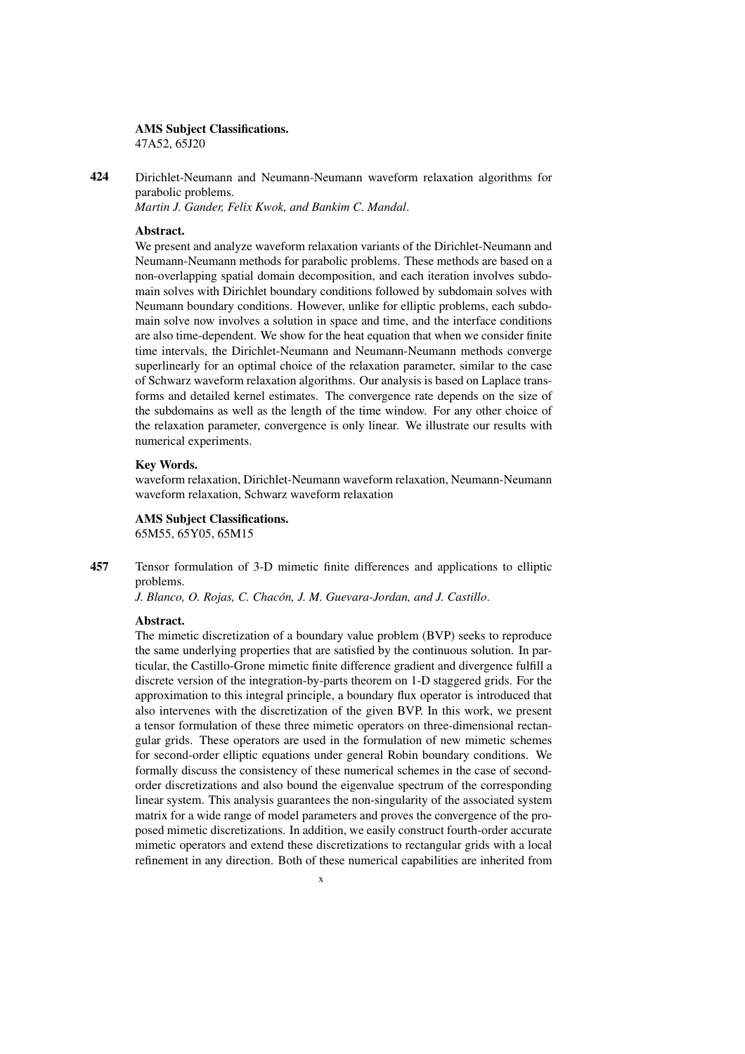**AMS Subject Classifications.**
47A52, 65J20

**424** Dirichlet-Neumann and Neumann-Neumann waveform relaxation algorithms for parabolic problems.
*Martin J. Gander, Felix Kwok, and Bankim C. Mandal*.

**Abstract.**
We present and analyze waveform relaxation variants of the Dirichlet-Neumann and Neumann-Neumann methods for parabolic problems. These methods are based on a non-overlapping spatial domain decomposition, and each iteration involves subdomain solves with Dirichlet boundary conditions followed by subdomain solves with Neumann boundary conditions. However, unlike for elliptic problems, each subdomain solve now involves a solution in space and time, and the interface conditions are also time-dependent. We show for the heat equation that when we consider finite time intervals, the Dirichlet-Neumann and Neumann-Neumann methods converge superlinearly for an optimal choice of the relaxation parameter, similar to the case of Schwarz waveform relaxation algorithms. Our analysis is based on Laplace transforms and detailed kernel estimates. The convergence rate depends on the size of the subdomains as well as the length of the time window. For any other choice of the relaxation parameter, convergence is only linear. We illustrate our results with numerical experiments.

**Key Words.**
waveform relaxation, Dirichlet-Neumann waveform relaxation, Neumann-Neumann waveform relaxation, Schwarz waveform relaxation

**AMS Subject Classifications.**
65M55, 65Y05, 65M15

**457** Tensor formulation of 3-D mimetic finite differences and applications to elliptic problems.
*J. Blanco, O. Rojas, C. Chacón, J. M. Guevara-Jordan, and J. Castillo*.

**Abstract.**
The mimetic discretization of a boundary value problem (BVP) seeks to reproduce the same underlying properties that are satisfied by the continuous solution. In particular, the Castillo-Grone mimetic finite difference gradient and divergence fulfill a discrete version of the integration-by-parts theorem on 1-D staggered grids. For the approximation to this integral principle, a boundary flux operator is introduced that also intervenes with the discretization of the given BVP. In this work, we present a tensor formulation of these three mimetic operators on three-dimensional rectangular grids. These operators are used in the formulation of new mimetic schemes for second-order elliptic equations under general Robin boundary conditions. We formally discuss the consistency of these numerical schemes in the case of second-order discretizations and also bound the eigenvalue spectrum of the corresponding linear system. This analysis guarantees the non-singularity of the associated system matrix for a wide range of model parameters and proves the convergence of the proposed mimetic discretizations. In addition, we easily construct fourth-order accurate mimetic operators and extend these discretizations to rectangular grids with a local refinement in any direction. Both of these numerical capabilities are inherited from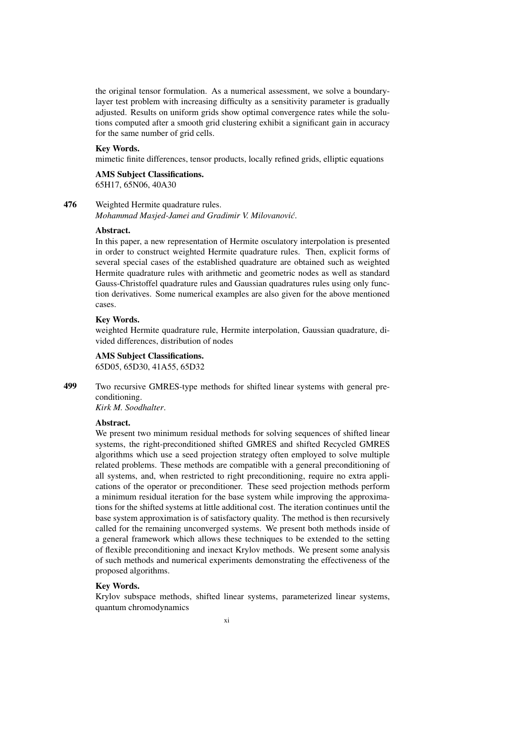the original tensor formulation. As a numerical assessment, we solve a boundary-layer test problem with increasing difficulty as a sensitivity parameter is gradually adjusted. Results on uniform grids show optimal convergence rates while the solutions computed after a smooth grid clustering exhibit a significant gain in accuracy for the same number of grid cells.

**Key Words.**
mimetic finite differences, tensor products, locally refined grids, elliptic equations

**AMS Subject Classifications.**
65H17, 65N06, 40A30

**476** Weighted Hermite quadrature rules.
*Mohammad Masjed-Jamei and Gradimir V. Milovanović.*

**Abstract.**
In this paper, a new representation of Hermite osculatory interpolation is presented in order to construct weighted Hermite quadrature rules. Then, explicit forms of several special cases of the established quadrature are obtained such as weighted Hermite quadrature rules with arithmetic and geometric nodes as well as standard Gauss-Christoffel quadrature rules and Gaussian quadratures rules using only function derivatives. Some numerical examples are also given for the above mentioned cases.

**Key Words.**
weighted Hermite quadrature rule, Hermite interpolation, Gaussian quadrature, divided differences, distribution of nodes

**AMS Subject Classifications.**
65D05, 65D30, 41A55, 65D32

**499** Two recursive GMRES-type methods for shifted linear systems with general preconditioning.
*Kirk M. Soodhalter.*

**Abstract.**
We present two minimum residual methods for solving sequences of shifted linear systems, the right-preconditioned shifted GMRES and shifted Recycled GMRES algorithms which use a seed projection strategy often employed to solve multiple related problems. These methods are compatible with a general preconditioning of all systems, and, when restricted to right preconditioning, require no extra applications of the operator or preconditioner. These seed projection methods perform a minimum residual iteration for the base system while improving the approximations for the shifted systems at little additional cost. The iteration continues until the base system approximation is of satisfactory quality. The method is then recursively called for the remaining unconverged systems. We present both methods inside of a general framework which allows these techniques to be extended to the setting of flexible preconditioning and inexact Krylov methods. We present some analysis of such methods and numerical experiments demonstrating the effectiveness of the proposed algorithms.

**Key Words.**
Krylov subspace methods, shifted linear systems, parameterized linear systems, quantum chromodynamics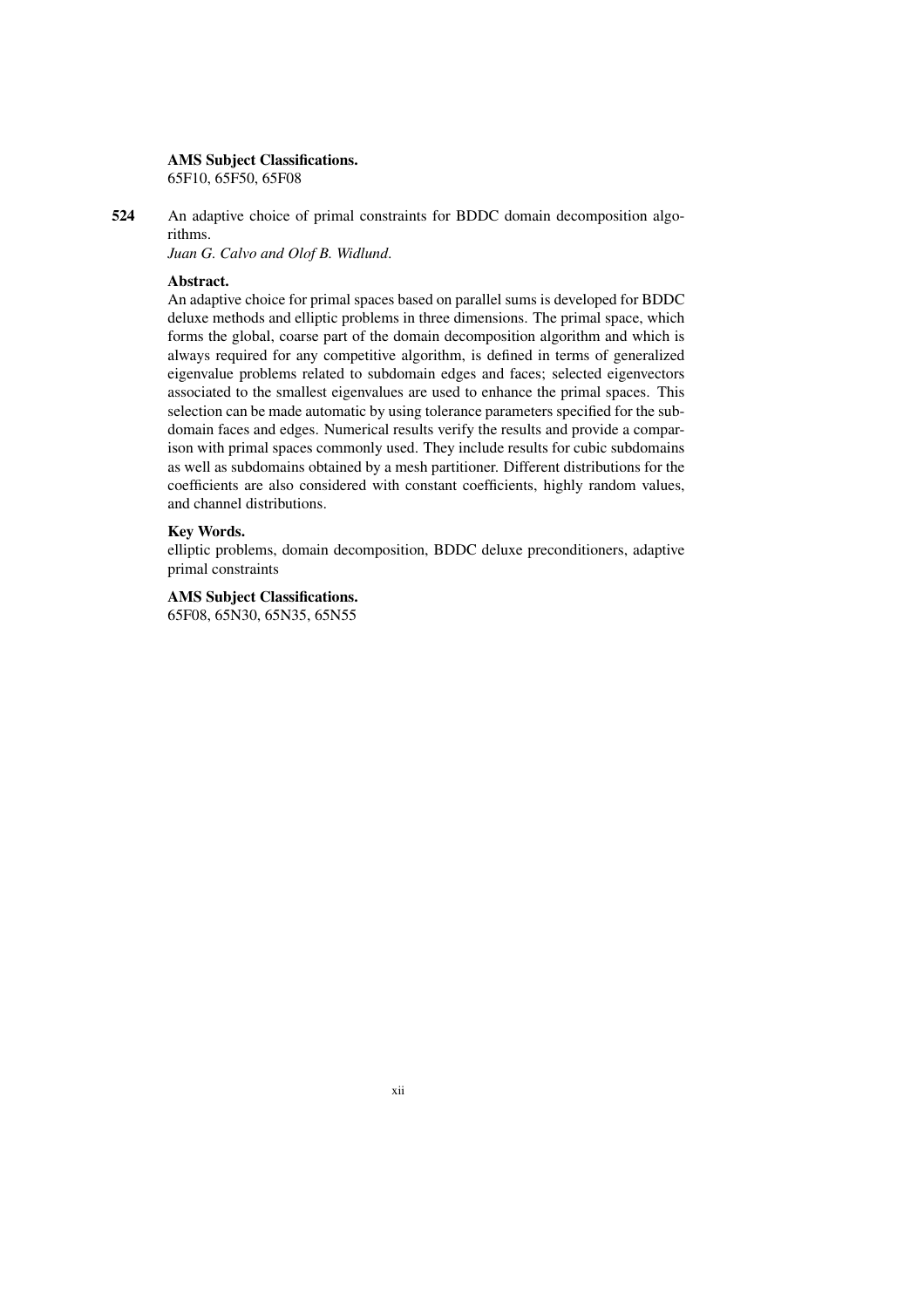**AMS Subject Classifications.**
65F10, 65F50, 65F08

**524** An adaptive choice of primal constraints for BDDC domain decomposition algorithms.
*Juan G. Calvo and Olof B. Widlund.*

**Abstract.**
An adaptive choice for primal spaces based on parallel sums is developed for BDDC deluxe methods and elliptic problems in three dimensions. The primal space, which forms the global, coarse part of the domain decomposition algorithm and which is always required for any competitive algorithm, is defined in terms of generalized eigenvalue problems related to subdomain edges and faces; selected eigenvectors associated to the smallest eigenvalues are used to enhance the primal spaces. This selection can be made automatic by using tolerance parameters specified for the subdomain faces and edges. Numerical results verify the results and provide a comparison with primal spaces commonly used. They include results for cubic subdomains as well as subdomains obtained by a mesh partitioner. Different distributions for the coefficients are also considered with constant coefficients, highly random values, and channel distributions.

**Key Words.**
elliptic problems, domain decomposition, BDDC deluxe preconditioners, adaptive primal constraints

**AMS Subject Classifications.**
65F08, 65N30, 65N35, 65N55